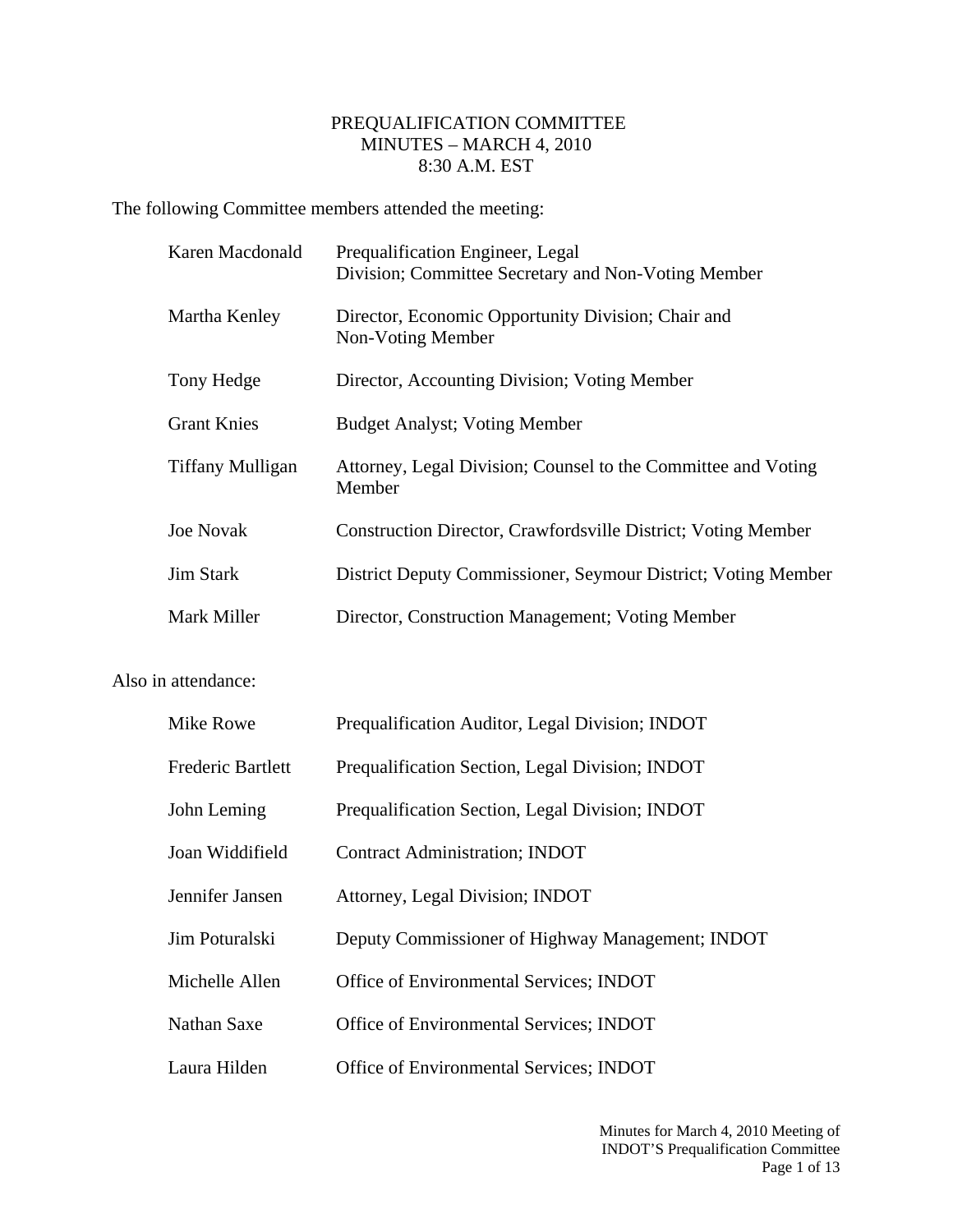# PREQUALIFICATION COMMITTEE
## MINUTES – MARCH 4, 2010
### 8:30 A.M. EST

The following Committee members attended the meeting:

| | |
|---|---|
| Karen Macdonald | Prequalification Engineer, Legal Division; Committee Secretary and Non-Voting Member |
| Martha Kenley | Director, Economic Opportunity Division; Chair and Non-Voting Member |
| Tony Hedge | Director, Accounting Division; Voting Member |
| Grant Knies | Budget Analyst; Voting Member |
| Tiffany Mulligan | Attorney, Legal Division; Counsel to the Committee and Voting Member |
| Joe Novak | Construction Director, Crawfordsville District; Voting Member |
| Jim Stark | District Deputy Commissioner, Seymour District; Voting Member |
| Mark Miller | Director, Construction Management; Voting Member |

Also in attendance:

| | |
|---|---|
| Mike Rowe | Prequalification Auditor, Legal Division; INDOT |
| Frederic Bartlett | Prequalification Section, Legal Division; INDOT |
| John Leming | Prequalification Section, Legal Division; INDOT |
| Joan Widdifield | Contract Administration; INDOT |
| Jennifer Jansen | Attorney, Legal Division; INDOT |
| Jim Poturalski | Deputy Commissioner of Highway Management; INDOT |
| Michelle Allen | Office of Environmental Services; INDOT |
| Nathan Saxe | Office of Environmental Services; INDOT |
| Laura Hilden | Office of Environmental Services; INDOT |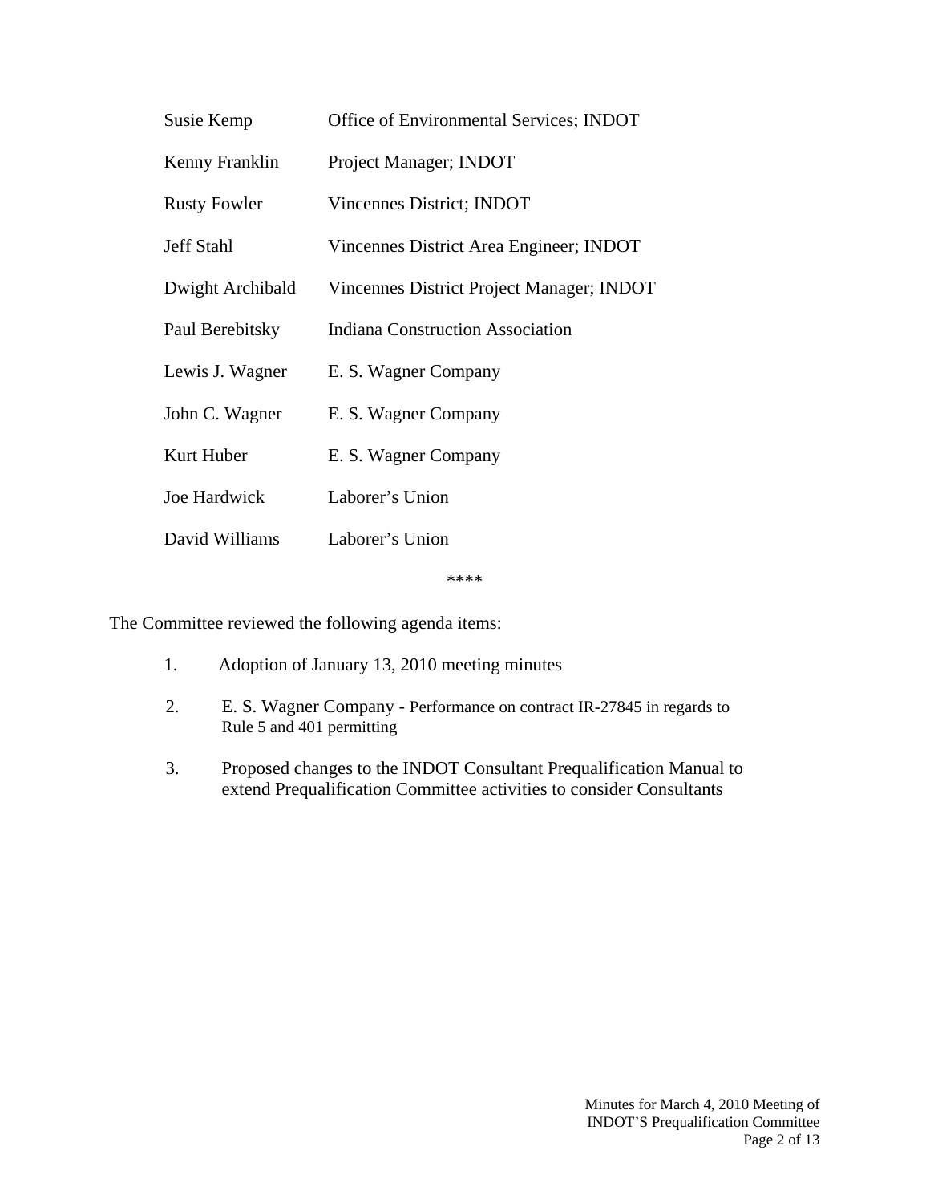| | |
|---|---|
| Susie Kemp | Office of Environmental Services; INDOT |
| Kenny Franklin | Project Manager; INDOT |
| Rusty Fowler | Vincennes District; INDOT |
| Jeff Stahl | Vincennes District Area Engineer; INDOT |
| Dwight Archibald | Vincennes District Project Manager; INDOT |
| Paul Berebitsky | Indiana Construction Association |
| Lewis J. Wagner | E. S. Wagner Company |
| John C. Wagner | E. S. Wagner Company |
| Kurt Huber | E. S. Wagner Company |
| Joe Hardwick | Laborer's Union |
| David Williams | Laborer's Union |

****

The Committee reviewed the following agenda items:

1. Adoption of January 13, 2010 meeting minutes
2. E. S. Wagner Company - Performance on contract IR-27845 in regards to Rule 5 and 401 permitting
3. Proposed changes to the INDOT Consultant Prequalification Manual to extend Prequalification Committee activities to consider Consultants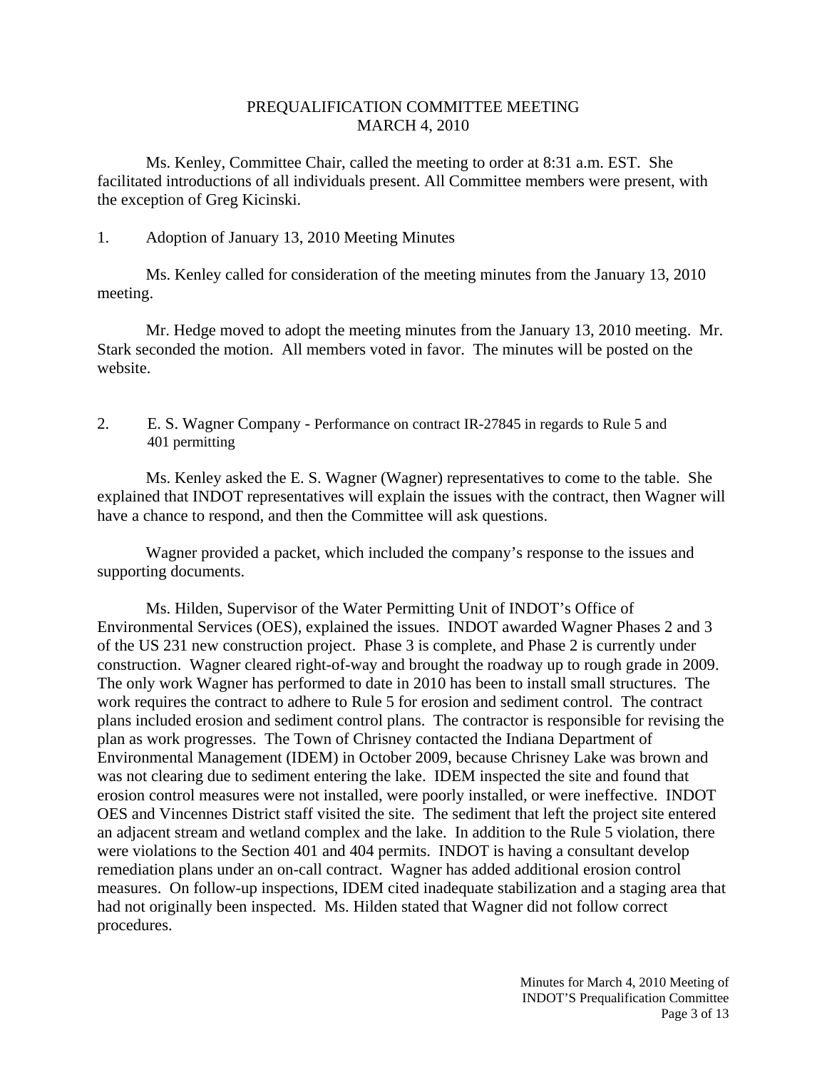PREQUALIFICATION COMMITTEE MEETING
MARCH 4, 2010

Ms. Kenley, Committee Chair, called the meeting to order at 8:31 a.m. EST. She facilitated introductions of all individuals present. All Committee members were present, with the exception of Greg Kicinski.

1. Adoption of January 13, 2010 Meeting Minutes

Ms. Kenley called for consideration of the meeting minutes from the January 13, 2010 meeting.

Mr. Hedge moved to adopt the meeting minutes from the January 13, 2010 meeting. Mr. Stark seconded the motion. All members voted in favor. The minutes will be posted on the website.

2. E. S. Wagner Company - Performance on contract IR-27845 in regards to Rule 5 and 401 permitting

Ms. Kenley asked the E. S. Wagner (Wagner) representatives to come to the table. She explained that INDOT representatives will explain the issues with the contract, then Wagner will have a chance to respond, and then the Committee will ask questions.

Wagner provided a packet, which included the company's response to the issues and supporting documents.

Ms. Hilden, Supervisor of the Water Permitting Unit of INDOT's Office of Environmental Services (OES), explained the issues. INDOT awarded Wagner Phases 2 and 3 of the US 231 new construction project. Phase 3 is complete, and Phase 2 is currently under construction. Wagner cleared right-of-way and brought the roadway up to rough grade in 2009. The only work Wagner has performed to date in 2010 has been to install small structures. The work requires the contract to adhere to Rule 5 for erosion and sediment control. The contract plans included erosion and sediment control plans. The contractor is responsible for revising the plan as work progresses. The Town of Chrisney contacted the Indiana Department of Environmental Management (IDEM) in October 2009, because Chrisney Lake was brown and was not clearing due to sediment entering the lake. IDEM inspected the site and found that erosion control measures were not installed, were poorly installed, or were ineffective. INDOT OES and Vincennes District staff visited the site. The sediment that left the project site entered an adjacent stream and wetland complex and the lake. In addition to the Rule 5 violation, there were violations to the Section 401 and 404 permits. INDOT is having a consultant develop remediation plans under an on-call contract. Wagner has added additional erosion control measures. On follow-up inspections, IDEM cited inadequate stabilization and a staging area that had not originally been inspected. Ms. Hilden stated that Wagner did not follow correct procedures.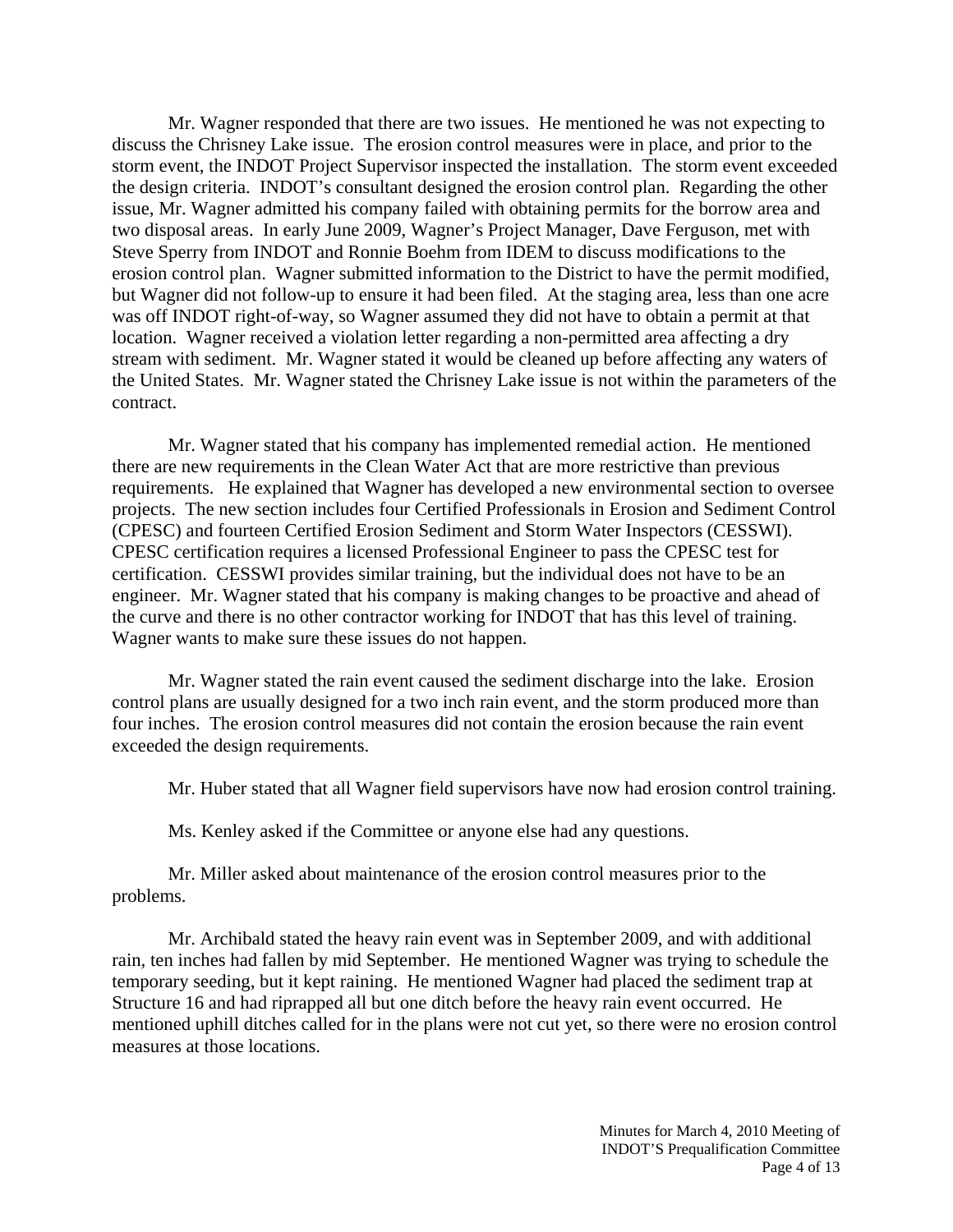Mr. Wagner responded that there are two issues. He mentioned he was not expecting to discuss the Chrisney Lake issue. The erosion control measures were in place, and prior to the storm event, the INDOT Project Supervisor inspected the installation. The storm event exceeded the design criteria. INDOT's consultant designed the erosion control plan. Regarding the other issue, Mr. Wagner admitted his company failed with obtaining permits for the borrow area and two disposal areas. In early June 2009, Wagner's Project Manager, Dave Ferguson, met with Steve Sperry from INDOT and Ronnie Boehm from IDEM to discuss modifications to the erosion control plan. Wagner submitted information to the District to have the permit modified, but Wagner did not follow-up to ensure it had been filed. At the staging area, less than one acre was off INDOT right-of-way, so Wagner assumed they did not have to obtain a permit at that location. Wagner received a violation letter regarding a non-permitted area affecting a dry stream with sediment. Mr. Wagner stated it would be cleaned up before affecting any waters of the United States. Mr. Wagner stated the Chrisney Lake issue is not within the parameters of the contract.

Mr. Wagner stated that his company has implemented remedial action. He mentioned there are new requirements in the Clean Water Act that are more restrictive than previous requirements. He explained that Wagner has developed a new environmental section to oversee projects. The new section includes four Certified Professionals in Erosion and Sediment Control (CPESC) and fourteen Certified Erosion Sediment and Storm Water Inspectors (CESSWI). CPESC certification requires a licensed Professional Engineer to pass the CPESC test for certification. CESSWI provides similar training, but the individual does not have to be an engineer. Mr. Wagner stated that his company is making changes to be proactive and ahead of the curve and there is no other contractor working for INDOT that has this level of training. Wagner wants to make sure these issues do not happen.

Mr. Wagner stated the rain event caused the sediment discharge into the lake. Erosion control plans are usually designed for a two inch rain event, and the storm produced more than four inches. The erosion control measures did not contain the erosion because the rain event exceeded the design requirements.

Mr. Huber stated that all Wagner field supervisors have now had erosion control training.

Ms. Kenley asked if the Committee or anyone else had any questions.

Mr. Miller asked about maintenance of the erosion control measures prior to the problems.

Mr. Archibald stated the heavy rain event was in September 2009, and with additional rain, ten inches had fallen by mid September. He mentioned Wagner was trying to schedule the temporary seeding, but it kept raining. He mentioned Wagner had placed the sediment trap at Structure 16 and had riprapped all but one ditch before the heavy rain event occurred. He mentioned uphill ditches called for in the plans were not cut yet, so there were no erosion control measures at those locations.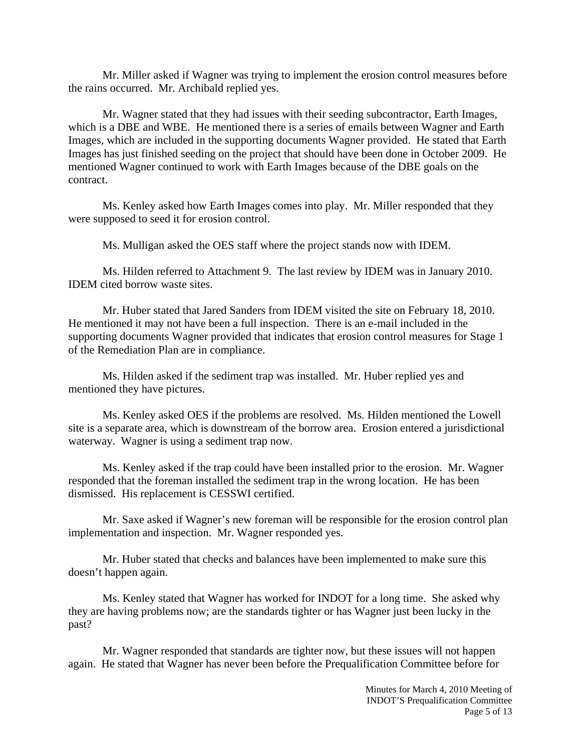Mr. Miller asked if Wagner was trying to implement the erosion control measures before the rains occurred. Mr. Archibald replied yes.

Mr. Wagner stated that they had issues with their seeding subcontractor, Earth Images, which is a DBE and WBE. He mentioned there is a series of emails between Wagner and Earth Images, which are included in the supporting documents Wagner provided. He stated that Earth Images has just finished seeding on the project that should have been done in October 2009. He mentioned Wagner continued to work with Earth Images because of the DBE goals on the contract.

Ms. Kenley asked how Earth Images comes into play. Mr. Miller responded that they were supposed to seed it for erosion control.

Ms. Mulligan asked the OES staff where the project stands now with IDEM.

Ms. Hilden referred to Attachment 9. The last review by IDEM was in January 2010. IDEM cited borrow waste sites.

Mr. Huber stated that Jared Sanders from IDEM visited the site on February 18, 2010. He mentioned it may not have been a full inspection. There is an e-mail included in the supporting documents Wagner provided that indicates that erosion control measures for Stage 1 of the Remediation Plan are in compliance.

Ms. Hilden asked if the sediment trap was installed. Mr. Huber replied yes and mentioned they have pictures.

Ms. Kenley asked OES if the problems are resolved. Ms. Hilden mentioned the Lowell site is a separate area, which is downstream of the borrow area. Erosion entered a jurisdictional waterway. Wagner is using a sediment trap now.

Ms. Kenley asked if the trap could have been installed prior to the erosion. Mr. Wagner responded that the foreman installed the sediment trap in the wrong location. He has been dismissed. His replacement is CESSWI certified.

Mr. Saxe asked if Wagner's new foreman will be responsible for the erosion control plan implementation and inspection. Mr. Wagner responded yes.

Mr. Huber stated that checks and balances have been implemented to make sure this doesn't happen again.

Ms. Kenley stated that Wagner has worked for INDOT for a long time. She asked why they are having problems now; are the standards tighter or has Wagner just been lucky in the past?

Mr. Wagner responded that standards are tighter now, but these issues will not happen again. He stated that Wagner has never been before the Prequalification Committee before for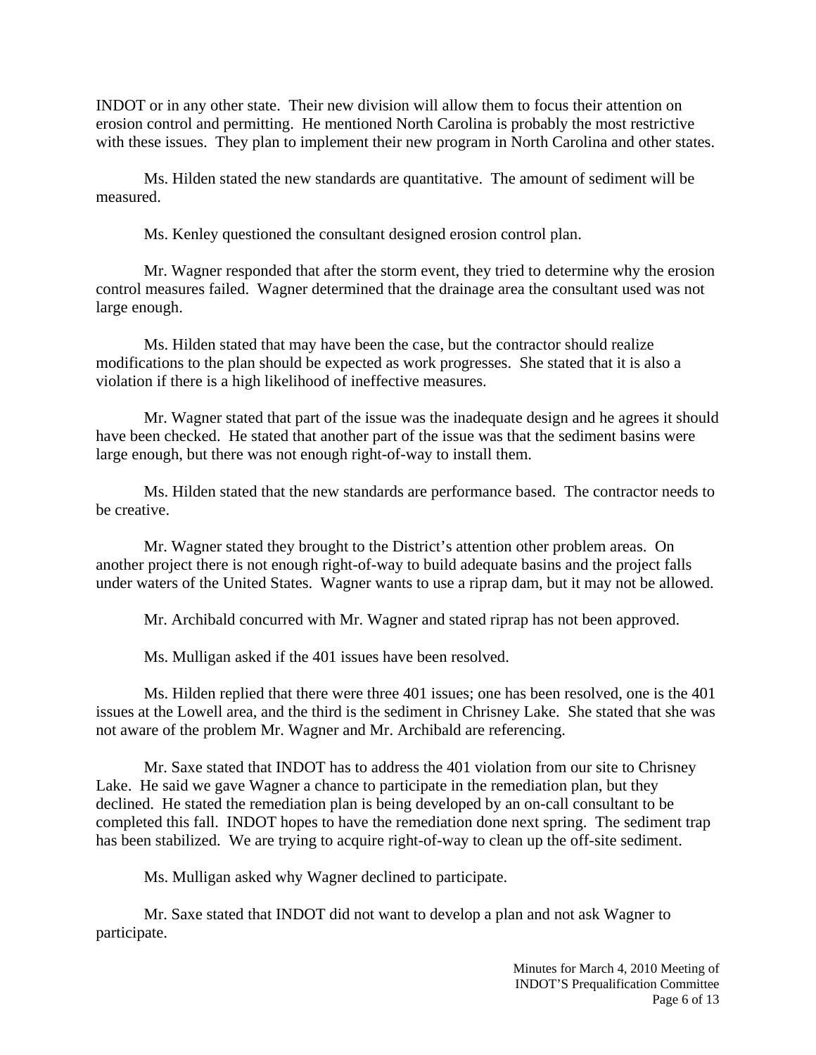INDOT or in any other state. Their new division will allow them to focus their attention on erosion control and permitting. He mentioned North Carolina is probably the most restrictive with these issues. They plan to implement their new program in North Carolina and other states.

Ms. Hilden stated the new standards are quantitative. The amount of sediment will be measured.

Ms. Kenley questioned the consultant designed erosion control plan.

Mr. Wagner responded that after the storm event, they tried to determine why the erosion control measures failed. Wagner determined that the drainage area the consultant used was not large enough.

Ms. Hilden stated that may have been the case, but the contractor should realize modifications to the plan should be expected as work progresses. She stated that it is also a violation if there is a high likelihood of ineffective measures.

Mr. Wagner stated that part of the issue was the inadequate design and he agrees it should have been checked. He stated that another part of the issue was that the sediment basins were large enough, but there was not enough right-of-way to install them.

Ms. Hilden stated that the new standards are performance based. The contractor needs to be creative.

Mr. Wagner stated they brought to the District's attention other problem areas. On another project there is not enough right-of-way to build adequate basins and the project falls under waters of the United States. Wagner wants to use a riprap dam, but it may not be allowed.

Mr. Archibald concurred with Mr. Wagner and stated riprap has not been approved.

Ms. Mulligan asked if the 401 issues have been resolved.

Ms. Hilden replied that there were three 401 issues; one has been resolved, one is the 401 issues at the Lowell area, and the third is the sediment in Chrisney Lake. She stated that she was not aware of the problem Mr. Wagner and Mr. Archibald are referencing.

Mr. Saxe stated that INDOT has to address the 401 violation from our site to Chrisney Lake. He said we gave Wagner a chance to participate in the remediation plan, but they declined. He stated the remediation plan is being developed by an on-call consultant to be completed this fall. INDOT hopes to have the remediation done next spring. The sediment trap has been stabilized. We are trying to acquire right-of-way to clean up the off-site sediment.

Ms. Mulligan asked why Wagner declined to participate.

Mr. Saxe stated that INDOT did not want to develop a plan and not ask Wagner to participate.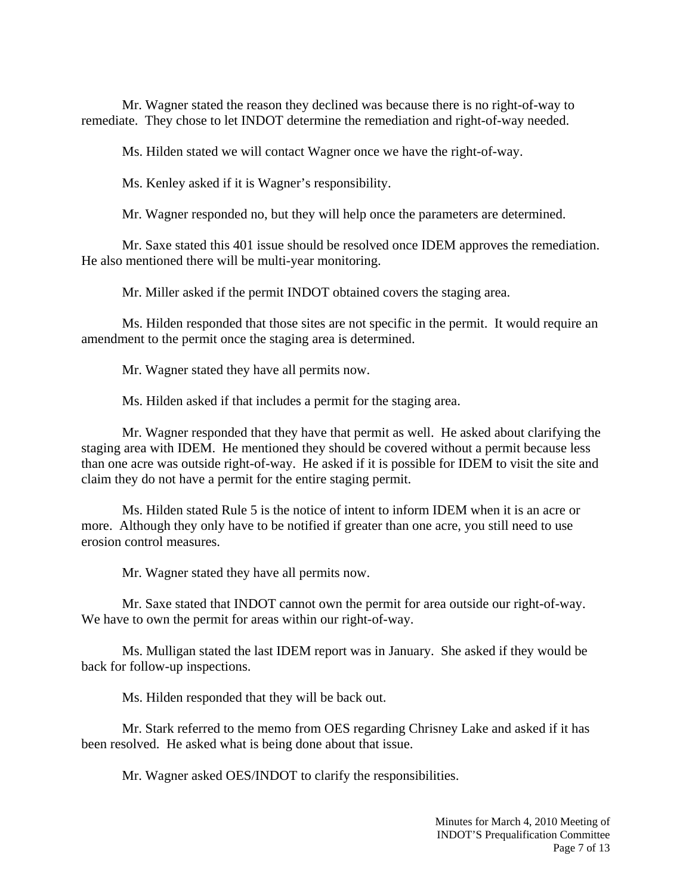Mr. Wagner stated the reason they declined was because there is no right-of-way to remediate. They chose to let INDOT determine the remediation and right-of-way needed.

Ms. Hilden stated we will contact Wagner once we have the right-of-way.

Ms. Kenley asked if it is Wagner's responsibility.

Mr. Wagner responded no, but they will help once the parameters are determined.

Mr. Saxe stated this 401 issue should be resolved once IDEM approves the remediation. He also mentioned there will be multi-year monitoring.

Mr. Miller asked if the permit INDOT obtained covers the staging area.

Ms. Hilden responded that those sites are not specific in the permit. It would require an amendment to the permit once the staging area is determined.

Mr. Wagner stated they have all permits now.

Ms. Hilden asked if that includes a permit for the staging area.

Mr. Wagner responded that they have that permit as well. He asked about clarifying the staging area with IDEM. He mentioned they should be covered without a permit because less than one acre was outside right-of-way. He asked if it is possible for IDEM to visit the site and claim they do not have a permit for the entire staging permit.

Ms. Hilden stated Rule 5 is the notice of intent to inform IDEM when it is an acre or more. Although they only have to be notified if greater than one acre, you still need to use erosion control measures.

Mr. Wagner stated they have all permits now.

Mr. Saxe stated that INDOT cannot own the permit for area outside our right-of-way. We have to own the permit for areas within our right-of-way.

Ms. Mulligan stated the last IDEM report was in January. She asked if they would be back for follow-up inspections.

Ms. Hilden responded that they will be back out.

Mr. Stark referred to the memo from OES regarding Chrisney Lake and asked if it has been resolved. He asked what is being done about that issue.

Mr. Wagner asked OES/INDOT to clarify the responsibilities.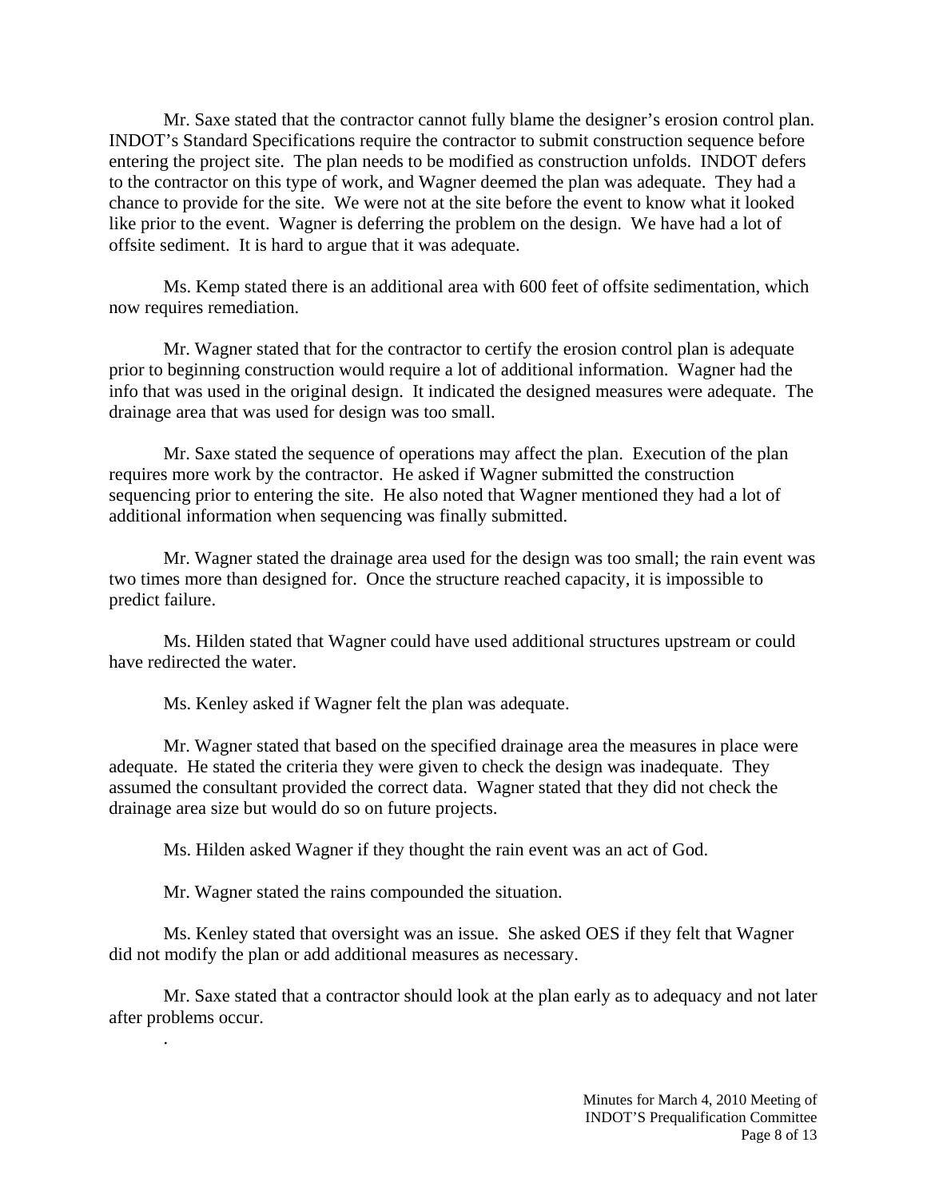Mr. Saxe stated that the contractor cannot fully blame the designer's erosion control plan. INDOT's Standard Specifications require the contractor to submit construction sequence before entering the project site. The plan needs to be modified as construction unfolds. INDOT defers to the contractor on this type of work, and Wagner deemed the plan was adequate. They had a chance to provide for the site. We were not at the site before the event to know what it looked like prior to the event. Wagner is deferring the problem on the design. We have had a lot of offsite sediment. It is hard to argue that it was adequate.

Ms. Kemp stated there is an additional area with 600 feet of offsite sedimentation, which now requires remediation.

Mr. Wagner stated that for the contractor to certify the erosion control plan is adequate prior to beginning construction would require a lot of additional information. Wagner had the info that was used in the original design. It indicated the designed measures were adequate. The drainage area that was used for design was too small.

Mr. Saxe stated the sequence of operations may affect the plan. Execution of the plan requires more work by the contractor. He asked if Wagner submitted the construction sequencing prior to entering the site. He also noted that Wagner mentioned they had a lot of additional information when sequencing was finally submitted.

Mr. Wagner stated the drainage area used for the design was too small; the rain event was two times more than designed for. Once the structure reached capacity, it is impossible to predict failure.

Ms. Hilden stated that Wagner could have used additional structures upstream or could have redirected the water.

Ms. Kenley asked if Wagner felt the plan was adequate.

Mr. Wagner stated that based on the specified drainage area the measures in place were adequate. He stated the criteria they were given to check the design was inadequate. They assumed the consultant provided the correct data. Wagner stated that they did not check the drainage area size but would do so on future projects.

Ms. Hilden asked Wagner if they thought the rain event was an act of God.

Mr. Wagner stated the rains compounded the situation.

Ms. Kenley stated that oversight was an issue. She asked OES if they felt that Wagner did not modify the plan or add additional measures as necessary.

Mr. Saxe stated that a contractor should look at the plan early as to adequacy and not later after problems occur.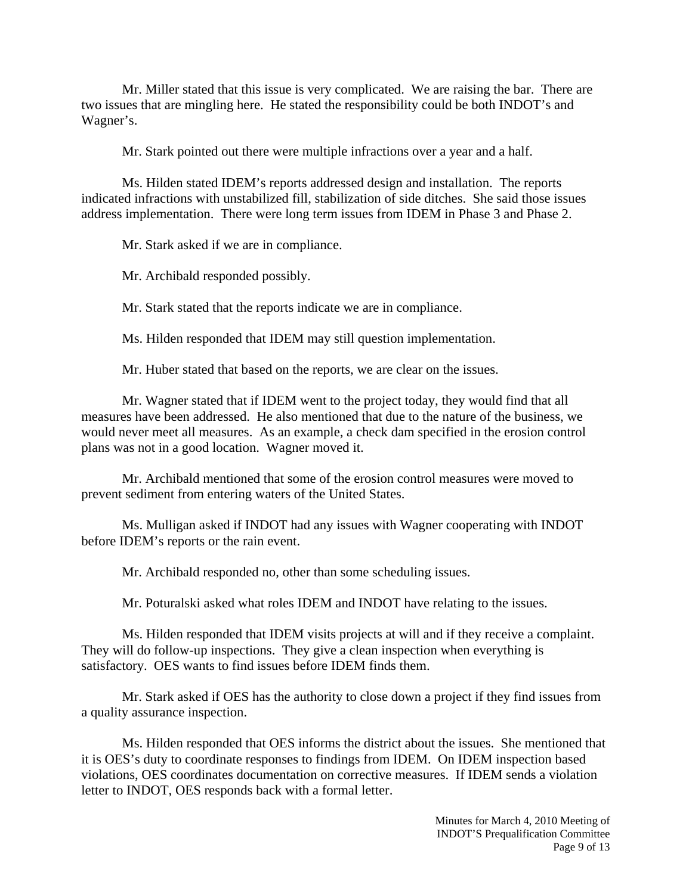Mr. Miller stated that this issue is very complicated. We are raising the bar. There are two issues that are mingling here. He stated the responsibility could be both INDOT's and Wagner's.

Mr. Stark pointed out there were multiple infractions over a year and a half.

Ms. Hilden stated IDEM's reports addressed design and installation. The reports indicated infractions with unstabilized fill, stabilization of side ditches. She said those issues address implementation. There were long term issues from IDEM in Phase 3 and Phase 2.

Mr. Stark asked if we are in compliance.

Mr. Archibald responded possibly.

Mr. Stark stated that the reports indicate we are in compliance.

Ms. Hilden responded that IDEM may still question implementation.

Mr. Huber stated that based on the reports, we are clear on the issues.

Mr. Wagner stated that if IDEM went to the project today, they would find that all measures have been addressed. He also mentioned that due to the nature of the business, we would never meet all measures. As an example, a check dam specified in the erosion control plans was not in a good location. Wagner moved it.

Mr. Archibald mentioned that some of the erosion control measures were moved to prevent sediment from entering waters of the United States.

Ms. Mulligan asked if INDOT had any issues with Wagner cooperating with INDOT before IDEM's reports or the rain event.

Mr. Archibald responded no, other than some scheduling issues.

Mr. Poturalski asked what roles IDEM and INDOT have relating to the issues.

Ms. Hilden responded that IDEM visits projects at will and if they receive a complaint. They will do follow-up inspections. They give a clean inspection when everything is satisfactory. OES wants to find issues before IDEM finds them.

Mr. Stark asked if OES has the authority to close down a project if they find issues from a quality assurance inspection.

Ms. Hilden responded that OES informs the district about the issues. She mentioned that it is OES's duty to coordinate responses to findings from IDEM. On IDEM inspection based violations, OES coordinates documentation on corrective measures. If IDEM sends a violation letter to INDOT, OES responds back with a formal letter.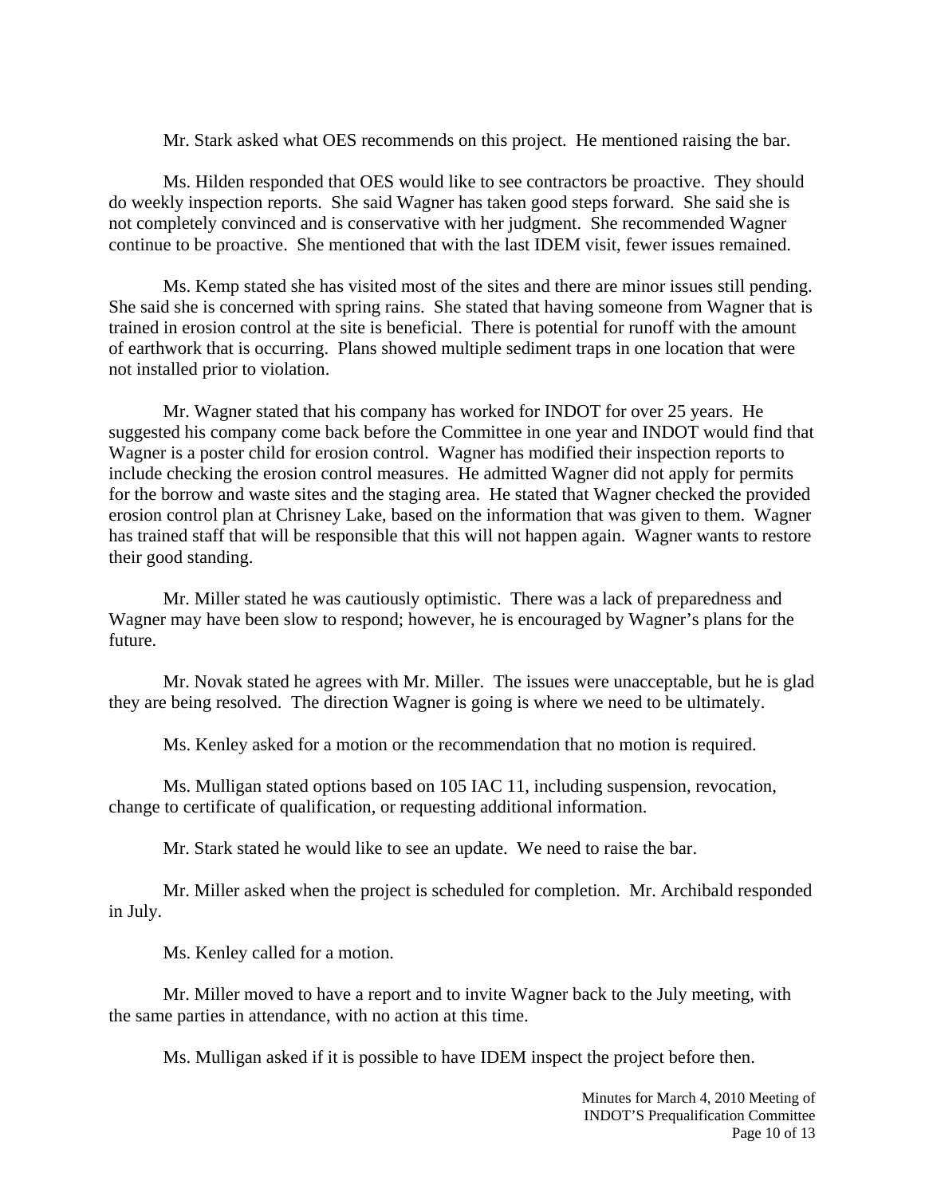Mr. Stark asked what OES recommends on this project. He mentioned raising the bar.

Ms. Hilden responded that OES would like to see contractors be proactive. They should do weekly inspection reports. She said Wagner has taken good steps forward. She said she is not completely convinced and is conservative with her judgment. She recommended Wagner continue to be proactive. She mentioned that with the last IDEM visit, fewer issues remained.

Ms. Kemp stated she has visited most of the sites and there are minor issues still pending. She said she is concerned with spring rains. She stated that having someone from Wagner that is trained in erosion control at the site is beneficial. There is potential for runoff with the amount of earthwork that is occurring. Plans showed multiple sediment traps in one location that were not installed prior to violation.

Mr. Wagner stated that his company has worked for INDOT for over 25 years. He suggested his company come back before the Committee in one year and INDOT would find that Wagner is a poster child for erosion control. Wagner has modified their inspection reports to include checking the erosion control measures. He admitted Wagner did not apply for permits for the borrow and waste sites and the staging area. He stated that Wagner checked the provided erosion control plan at Chrisney Lake, based on the information that was given to them. Wagner has trained staff that will be responsible that this will not happen again. Wagner wants to restore their good standing.

Mr. Miller stated he was cautiously optimistic. There was a lack of preparedness and Wagner may have been slow to respond; however, he is encouraged by Wagner's plans for the future.

Mr. Novak stated he agrees with Mr. Miller. The issues were unacceptable, but he is glad they are being resolved. The direction Wagner is going is where we need to be ultimately.

Ms. Kenley asked for a motion or the recommendation that no motion is required.

Ms. Mulligan stated options based on 105 IAC 11, including suspension, revocation, change to certificate of qualification, or requesting additional information.

Mr. Stark stated he would like to see an update. We need to raise the bar.

Mr. Miller asked when the project is scheduled for completion. Mr. Archibald responded in July.

Ms. Kenley called for a motion.

Mr. Miller moved to have a report and to invite Wagner back to the July meeting, with the same parties in attendance, with no action at this time.

Ms. Mulligan asked if it is possible to have IDEM inspect the project before then.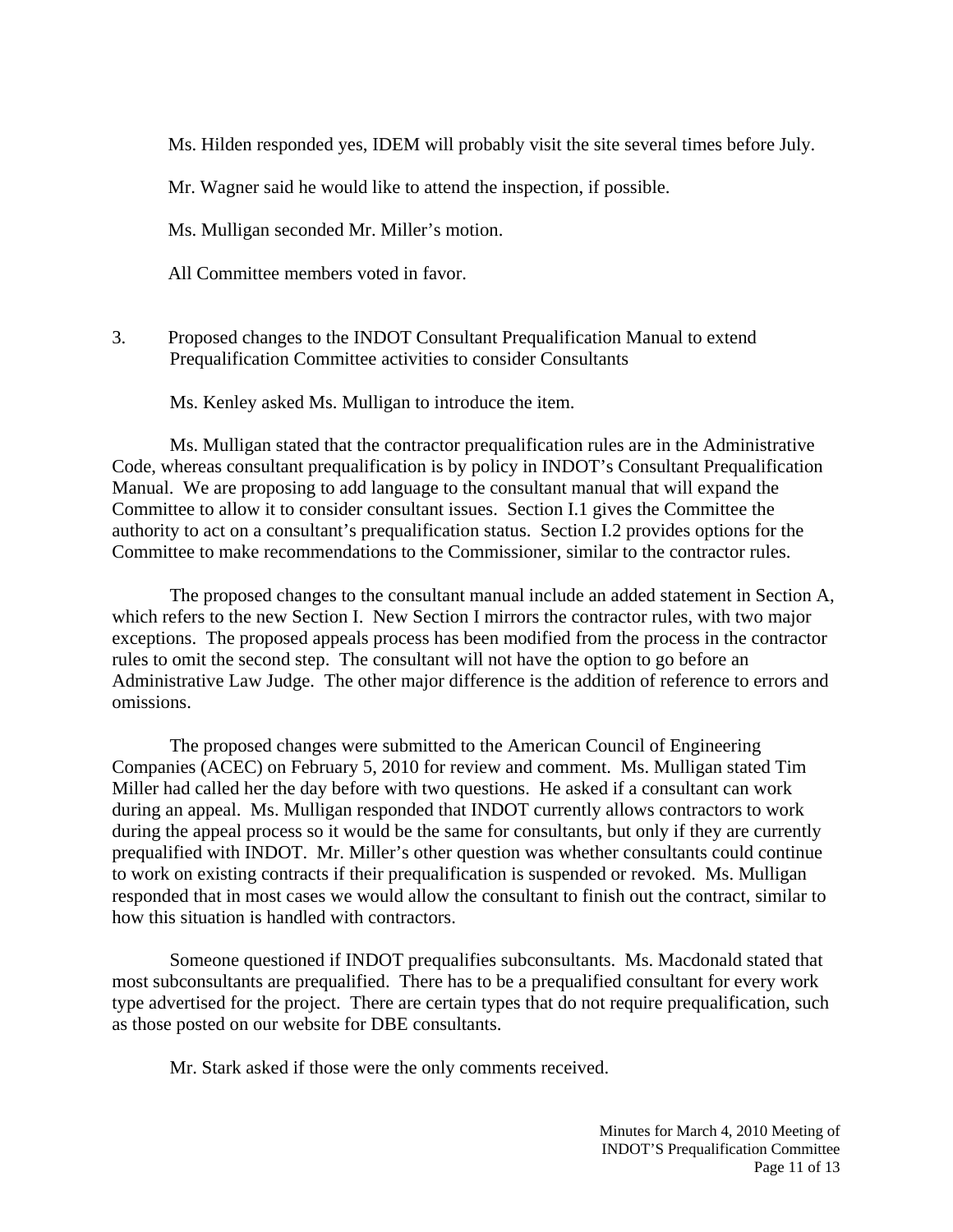Ms. Hilden responded yes, IDEM will probably visit the site several times before July.

Mr. Wagner said he would like to attend the inspection, if possible.

Ms. Mulligan seconded Mr. Miller's motion.

All Committee members voted in favor.

3. Proposed changes to the INDOT Consultant Prequalification Manual to extend Prequalification Committee activities to consider Consultants

Ms. Kenley asked Ms. Mulligan to introduce the item.

Ms. Mulligan stated that the contractor prequalification rules are in the Administrative Code, whereas consultant prequalification is by policy in INDOT's Consultant Prequalification Manual. We are proposing to add language to the consultant manual that will expand the Committee to allow it to consider consultant issues. Section I.1 gives the Committee the authority to act on a consultant's prequalification status. Section I.2 provides options for the Committee to make recommendations to the Commissioner, similar to the contractor rules.

The proposed changes to the consultant manual include an added statement in Section A, which refers to the new Section I. New Section I mirrors the contractor rules, with two major exceptions. The proposed appeals process has been modified from the process in the contractor rules to omit the second step. The consultant will not have the option to go before an Administrative Law Judge. The other major difference is the addition of reference to errors and omissions.

The proposed changes were submitted to the American Council of Engineering Companies (ACEC) on February 5, 2010 for review and comment. Ms. Mulligan stated Tim Miller had called her the day before with two questions. He asked if a consultant can work during an appeal. Ms. Mulligan responded that INDOT currently allows contractors to work during the appeal process so it would be the same for consultants, but only if they are currently prequalified with INDOT. Mr. Miller's other question was whether consultants could continue to work on existing contracts if their prequalification is suspended or revoked. Ms. Mulligan responded that in most cases we would allow the consultant to finish out the contract, similar to how this situation is handled with contractors.

Someone questioned if INDOT prequalifies subconsultants. Ms. Macdonald stated that most subconsultants are prequalified. There has to be a prequalified consultant for every work type advertised for the project. There are certain types that do not require prequalification, such as those posted on our website for DBE consultants.

Mr. Stark asked if those were the only comments received.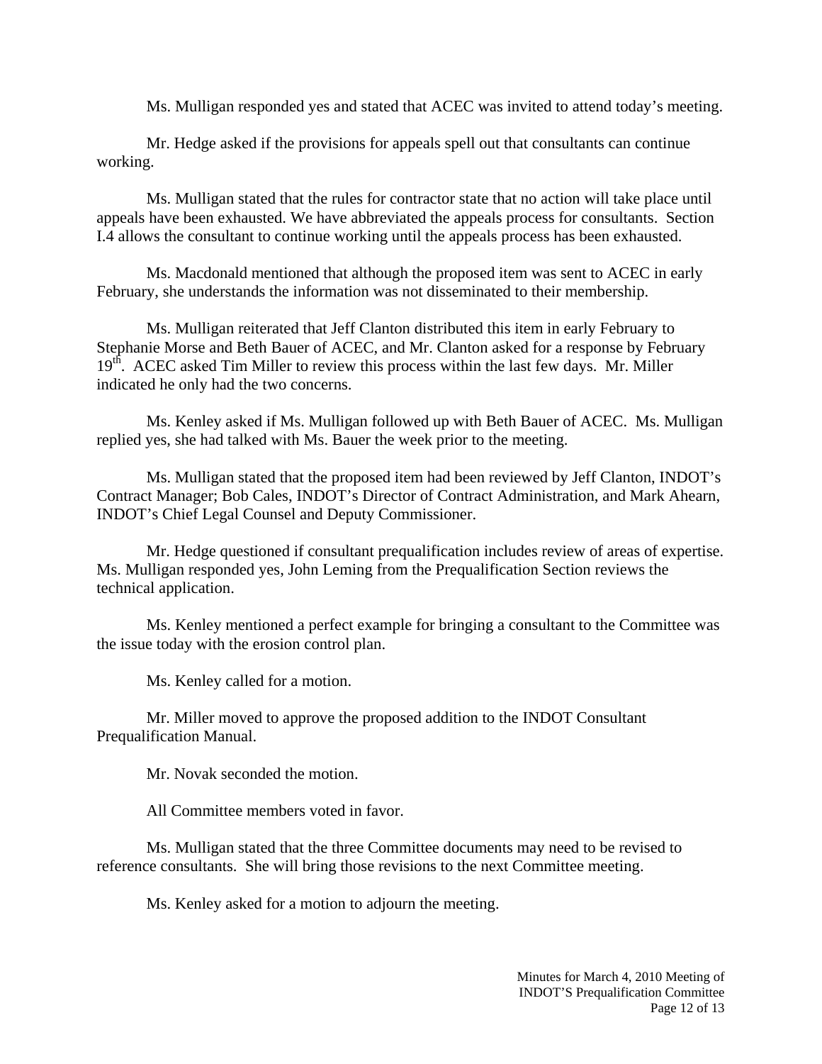Ms. Mulligan responded yes and stated that ACEC was invited to attend today's meeting.

Mr. Hedge asked if the provisions for appeals spell out that consultants can continue working.

Ms. Mulligan stated that the rules for contractor state that no action will take place until appeals have been exhausted. We have abbreviated the appeals process for consultants. Section I.4 allows the consultant to continue working until the appeals process has been exhausted.

Ms. Macdonald mentioned that although the proposed item was sent to ACEC in early February, she understands the information was not disseminated to their membership.

Ms. Mulligan reiterated that Jeff Clanton distributed this item in early February to Stephanie Morse and Beth Bauer of ACEC, and Mr. Clanton asked for a response by February 19th. ACEC asked Tim Miller to review this process within the last few days. Mr. Miller indicated he only had the two concerns.

Ms. Kenley asked if Ms. Mulligan followed up with Beth Bauer of ACEC. Ms. Mulligan replied yes, she had talked with Ms. Bauer the week prior to the meeting.

Ms. Mulligan stated that the proposed item had been reviewed by Jeff Clanton, INDOT's Contract Manager; Bob Cales, INDOT's Director of Contract Administration, and Mark Ahearn, INDOT's Chief Legal Counsel and Deputy Commissioner.

Mr. Hedge questioned if consultant prequalification includes review of areas of expertise. Ms. Mulligan responded yes, John Leming from the Prequalification Section reviews the technical application.

Ms. Kenley mentioned a perfect example for bringing a consultant to the Committee was the issue today with the erosion control plan.

Ms. Kenley called for a motion.

Mr. Miller moved to approve the proposed addition to the INDOT Consultant Prequalification Manual.

Mr. Novak seconded the motion.

All Committee members voted in favor.

Ms. Mulligan stated that the three Committee documents may need to be revised to reference consultants. She will bring those revisions to the next Committee meeting.

Ms. Kenley asked for a motion to adjourn the meeting.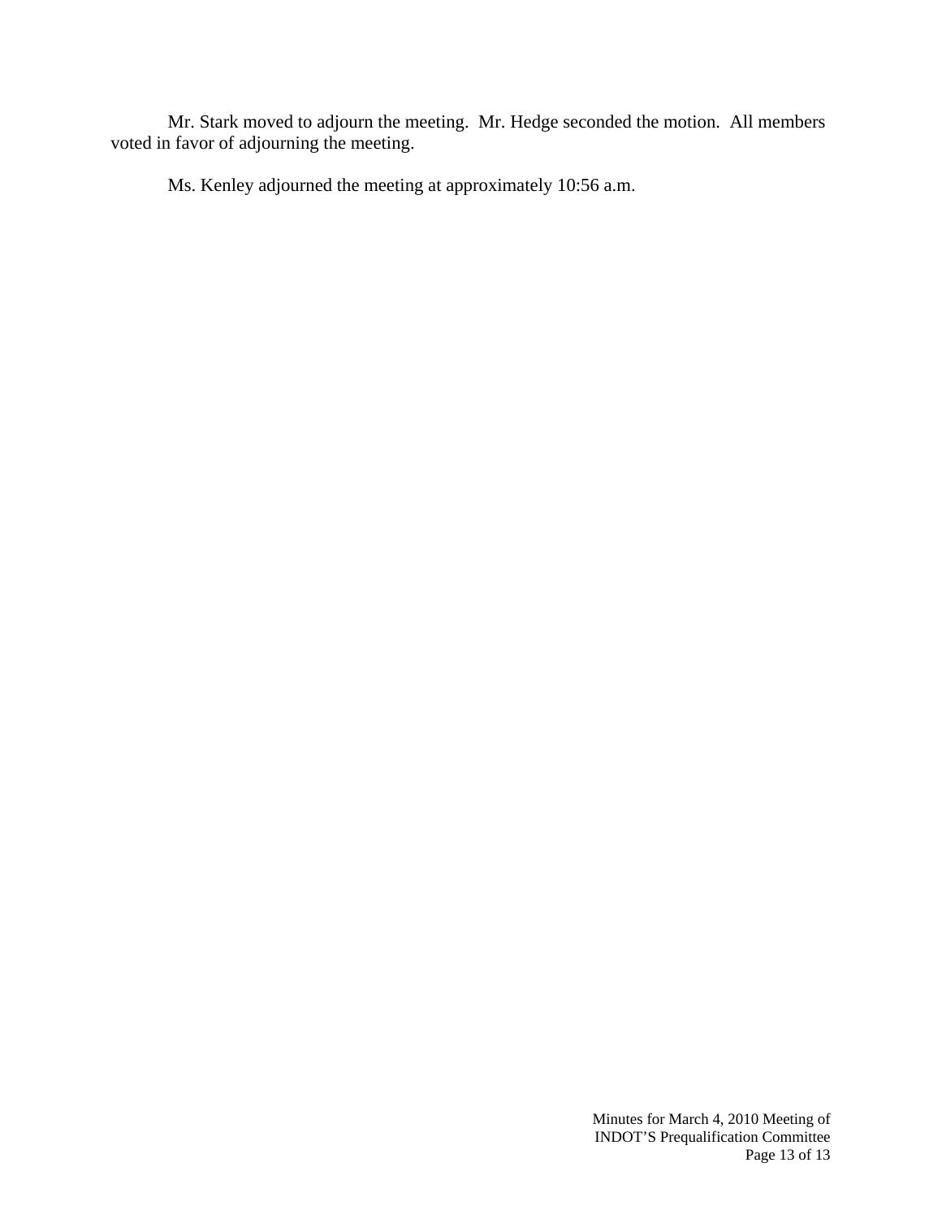Mr. Stark moved to adjourn the meeting. Mr. Hedge seconded the motion. All members voted in favor of adjourning the meeting.

Ms. Kenley adjourned the meeting at approximately 10:56 a.m.